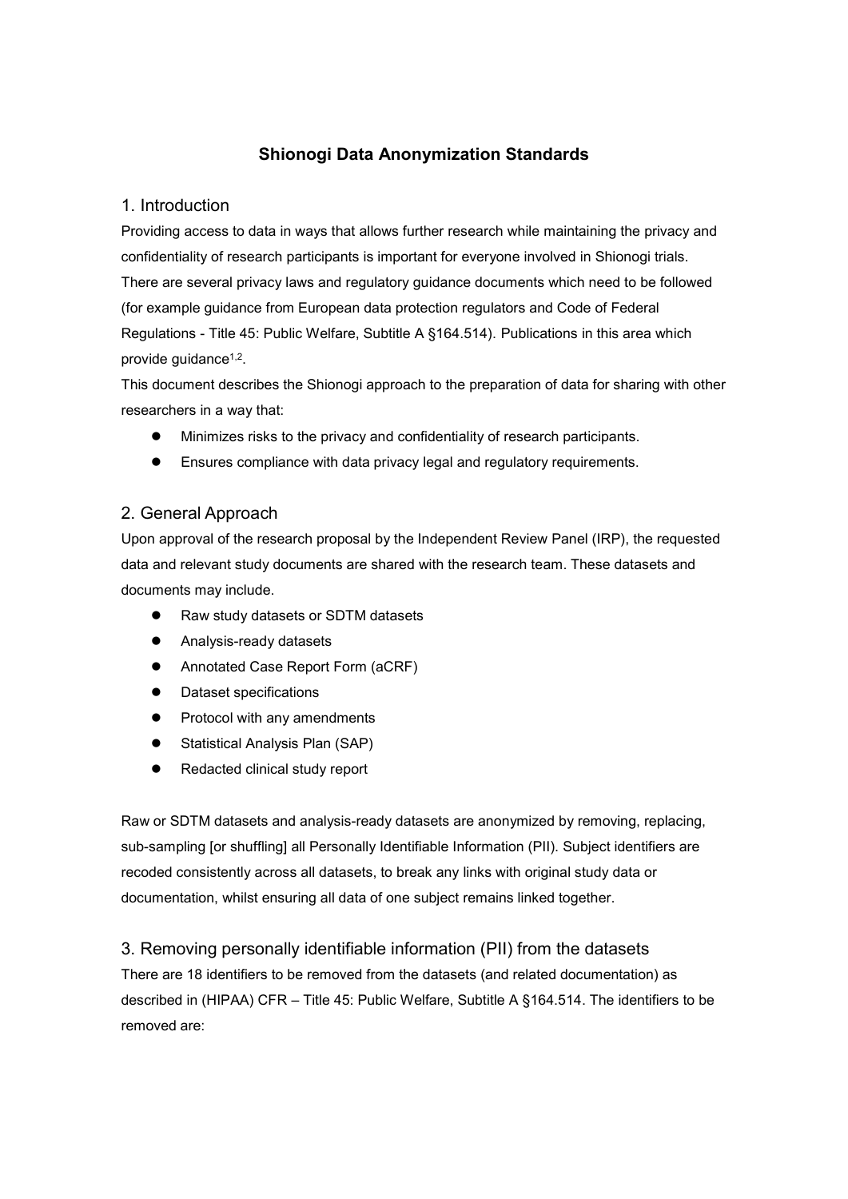# Shionogi Data Anonymization Standards

## 1. Introduction

Providing access to data in ways that allows further research while maintaining the privacy and confidentiality of research participants is important for everyone involved in Shionogi trials. There are several privacy laws and regulatory guidance documents which need to be followed (for example guidance from European data protection regulators and Code of Federal Regulations - Title 45: Public Welfare, Subtitle A §164.514). Publications in this area which provide guidance[1,2].

This document describes the Shionogi approach to the preparation of data for sharing with other researchers in a way that:

- Minimizes risks to the privacy and confidentiality of research participants.
- Ensures compliance with data privacy legal and regulatory requirements.

## 2. General Approach

Upon approval of the research proposal by the Independent Review Panel (IRP), the requested data and relevant study documents are shared with the research team. These datasets and documents may include.

- Raw study datasets or SDTM datasets
- Analysis-ready datasets
- Annotated Case Report Form (aCRF)
- Dataset specifications
- Protocol with any amendments
- Statistical Analysis Plan (SAP)
- Redacted clinical study report

Raw or SDTM datasets and analysis-ready datasets are anonymized by removing, replacing, sub-sampling [or shuffling] all Personally Identifiable Information (PII). Subject identifiers are recoded consistently across all datasets, to break any links with original study data or documentation, whilst ensuring all data of one subject remains linked together.

## 3. Removing personally identifiable information (PII) from the datasets

There are 18 identifiers to be removed from the datasets (and related documentation) as described in (HIPAA) CFR – Title 45: Public Welfare, Subtitle A §164.514. The identifiers to be removed are: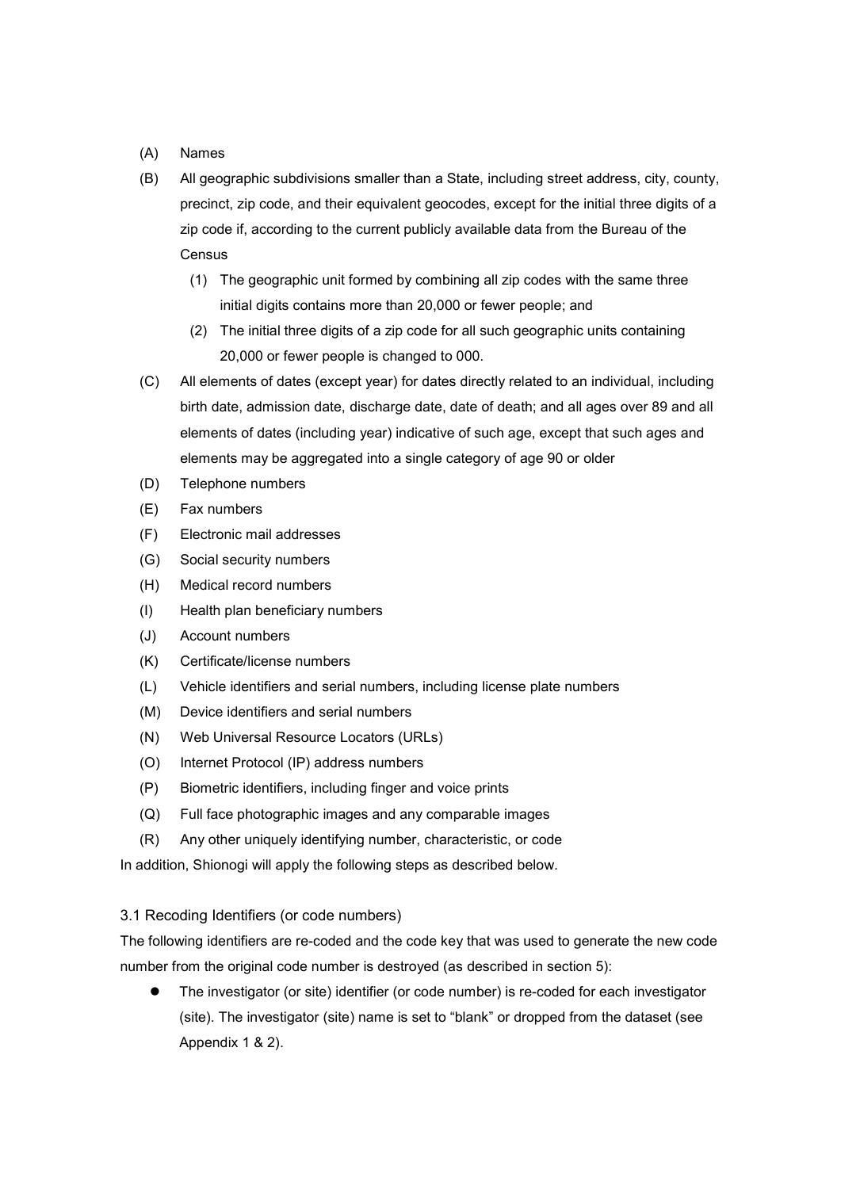(A) Names

(B) All geographic subdivisions smaller than a State, including street address, city, county, precinct, zip code, and their equivalent geocodes, except for the initial three digits of a zip code if, according to the current publicly available data from the Bureau of the Census

  (1) The geographic unit formed by combining all zip codes with the same three initial digits contains more than 20,000 or fewer people; and

  (2) The initial three digits of a zip code for all such geographic units containing 20,000 or fewer people is changed to 000.

(C) All elements of dates (except year) for dates directly related to an individual, including birth date, admission date, discharge date, date of death; and all ages over 89 and all elements of dates (including year) indicative of such age, except that such ages and elements may be aggregated into a single category of age 90 or older

(D) Telephone numbers

(E) Fax numbers

(F) Electronic mail addresses

(G) Social security numbers

(H) Medical record numbers

(I) Health plan beneficiary numbers

(J) Account numbers

(K) Certificate/license numbers

(L) Vehicle identifiers and serial numbers, including license plate numbers

(M) Device identifiers and serial numbers

(N) Web Universal Resource Locators (URLs)

(O) Internet Protocol (IP) address numbers

(P) Biometric identifiers, including finger and voice prints

(Q) Full face photographic images and any comparable images

(R) Any other uniquely identifying number, characteristic, or code

In addition, Shionogi will apply the following steps as described below.

### 3.1 Recoding Identifiers (or code numbers)

The following identifiers are re-coded and the code key that was used to generate the new code number from the original code number is destroyed (as described in section 5):

- The investigator (or site) identifier (or code number) is re-coded for each investigator (site). The investigator (site) name is set to "blank" or dropped from the dataset (see Appendix 1 & 2).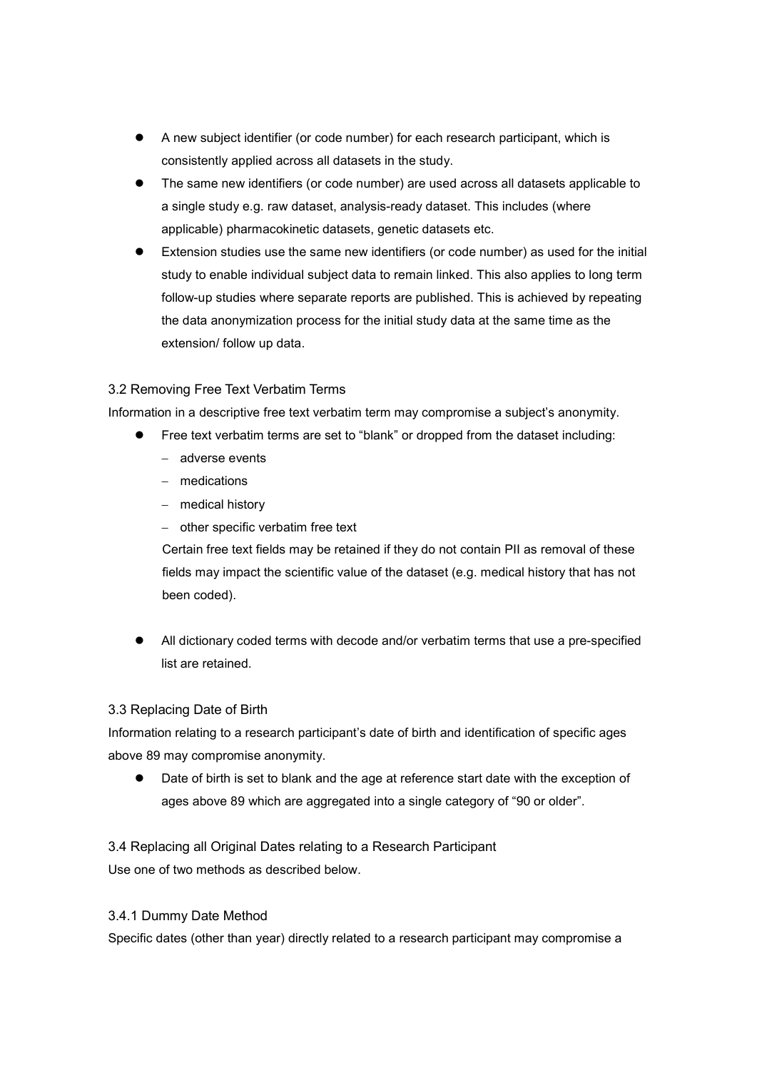- A new subject identifier (or code number) for each research participant, which is consistently applied across all datasets in the study.
- The same new identifiers (or code number) are used across all datasets applicable to a single study e.g. raw dataset, analysis-ready dataset. This includes (where applicable) pharmacokinetic datasets, genetic datasets etc.
- Extension studies use the same new identifiers (or code number) as used for the initial study to enable individual subject data to remain linked. This also applies to long term follow-up studies where separate reports are published. This is achieved by repeating the data anonymization process for the initial study data at the same time as the extension/ follow up data.

### 3.2 Removing Free Text Verbatim Terms

Information in a descriptive free text verbatim term may compromise a subject's anonymity.

- Free text verbatim terms are set to "blank" or dropped from the dataset including:
  - adverse events
  - medications
  - medical history
  - other specific verbatim free text

  Certain free text fields may be retained if they do not contain PII as removal of these fields may impact the scientific value of the dataset (e.g. medical history that has not been coded).

- All dictionary coded terms with decode and/or verbatim terms that use a pre-specified list are retained.

### 3.3 Replacing Date of Birth

Information relating to a research participant's date of birth and identification of specific ages above 89 may compromise anonymity.

- Date of birth is set to blank and the age at reference start date with the exception of ages above 89 which are aggregated into a single category of "90 or older".

### 3.4 Replacing all Original Dates relating to a Research Participant

Use one of two methods as described below.

#### 3.4.1 Dummy Date Method

Specific dates (other than year) directly related to a research participant may compromise a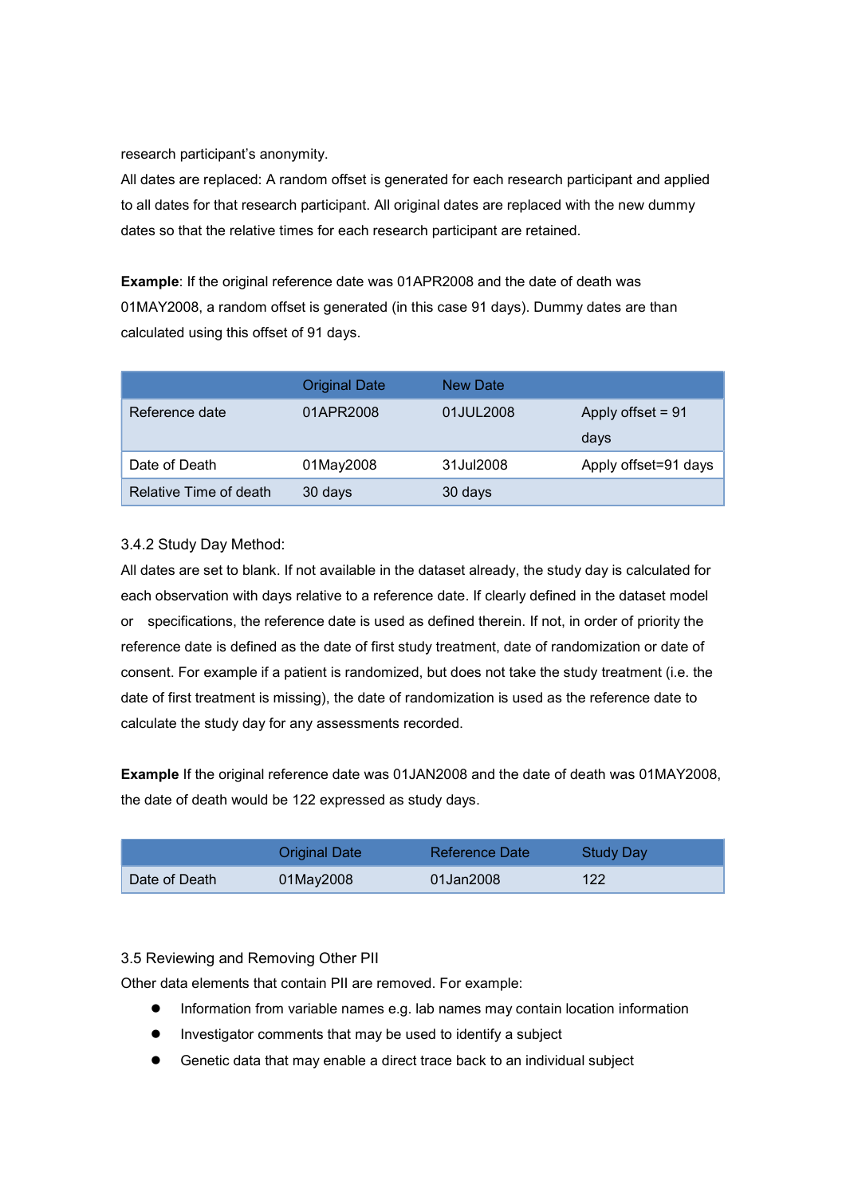research participant's anonymity.

All dates are replaced: A random offset is generated for each research participant and applied to all dates for that research participant. All original dates are replaced with the new dummy dates so that the relative times for each research participant are retained.

**Example**: If the original reference date was 01APR2008 and the date of death was 01MAY2008, a random offset is generated (in this case 91 days). Dummy dates are than calculated using this offset of 91 days.

| | Original Date | New Date | |
|---|---|---|---|
| Reference date | 01APR2008 | 01JUL2008 | Apply offset = 91 days |
| Date of Death | 01May2008 | 31Jul2008 | Apply offset=91 days |
| Relative Time of death | 30 days | 30 days | |

### 3.4.2 Study Day Method:

All dates are set to blank. If not available in the dataset already, the study day is calculated for each observation with days relative to a reference date. If clearly defined in the dataset model or specifications, the reference date is used as defined therein. If not, in order of priority the reference date is defined as the date of first study treatment, date of randomization or date of consent. For example if a patient is randomized, but does not take the study treatment (i.e. the date of first treatment is missing), the date of randomization is used as the reference date to calculate the study day for any assessments recorded.

**Example** If the original reference date was 01JAN2008 and the date of death was 01MAY2008, the date of death would be 122 expressed as study days.

| | Original Date | Reference Date | Study Day |
|---|---|---|---|
| Date of Death | 01May2008 | 01Jan2008 | 122 |

## 3.5 Reviewing and Removing Other PII

Other data elements that contain PII are removed. For example:

- Information from variable names e.g. lab names may contain location information
- Investigator comments that may be used to identify a subject
- Genetic data that may enable a direct trace back to an individual subject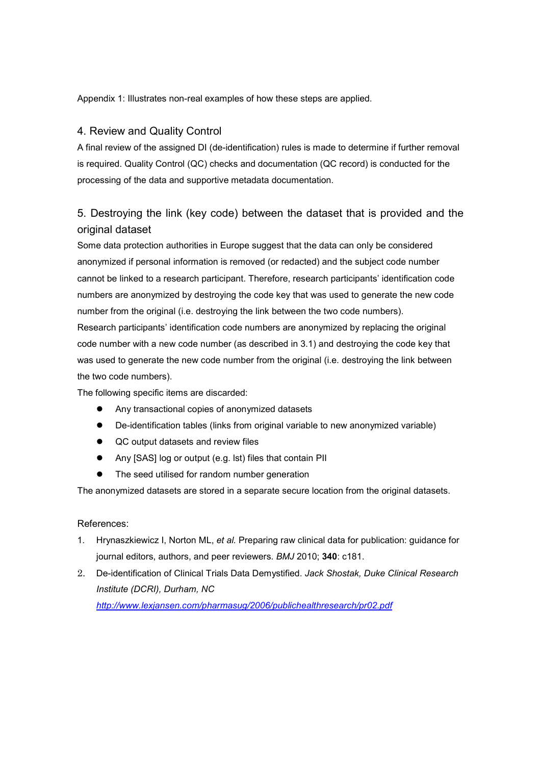Appendix 1: Illustrates non-real examples of how these steps are applied.

## 4. Review and Quality Control

A final review of the assigned DI (de-identification) rules is made to determine if further removal is required. Quality Control (QC) checks and documentation (QC record) is conducted for the processing of the data and supportive metadata documentation.

## 5. Destroying the link (key code) between the dataset that is provided and the original dataset

Some data protection authorities in Europe suggest that the data can only be considered anonymized if personal information is removed (or redacted) and the subject code number cannot be linked to a research participant. Therefore, research participants' identification code numbers are anonymized by destroying the code key that was used to generate the new code number from the original (i.e. destroying the link between the two code numbers).

Research participants' identification code numbers are anonymized by replacing the original code number with a new code number (as described in 3.1) and destroying the code key that was used to generate the new code number from the original (i.e. destroying the link between the two code numbers).

The following specific items are discarded:

- Any transactional copies of anonymized datasets
- De-identification tables (links from original variable to new anonymized variable)
- QC output datasets and review files
- Any [SAS] log or output (e.g. lst) files that contain PII
- The seed utilised for random number generation

The anonymized datasets are stored in a separate secure location from the original datasets.

References:

1. Hrynaszkiewicz I, Norton ML, *et al.* Preparing raw clinical data for publication: guidance for journal editors, authors, and peer reviewers. *BMJ* 2010; **340**: c181.
2. De-identification of Clinical Trials Data Demystified. *Jack Shostak, Duke Clinical Research Institute (DCRI), Durham, NC* [http://www.lexjansen.com/pharmasug/2006/publichealthresearch/pr02.pdf](http://www.lexjansen.com/pharmasug/2006/publichealthresearch/pr02.pdf)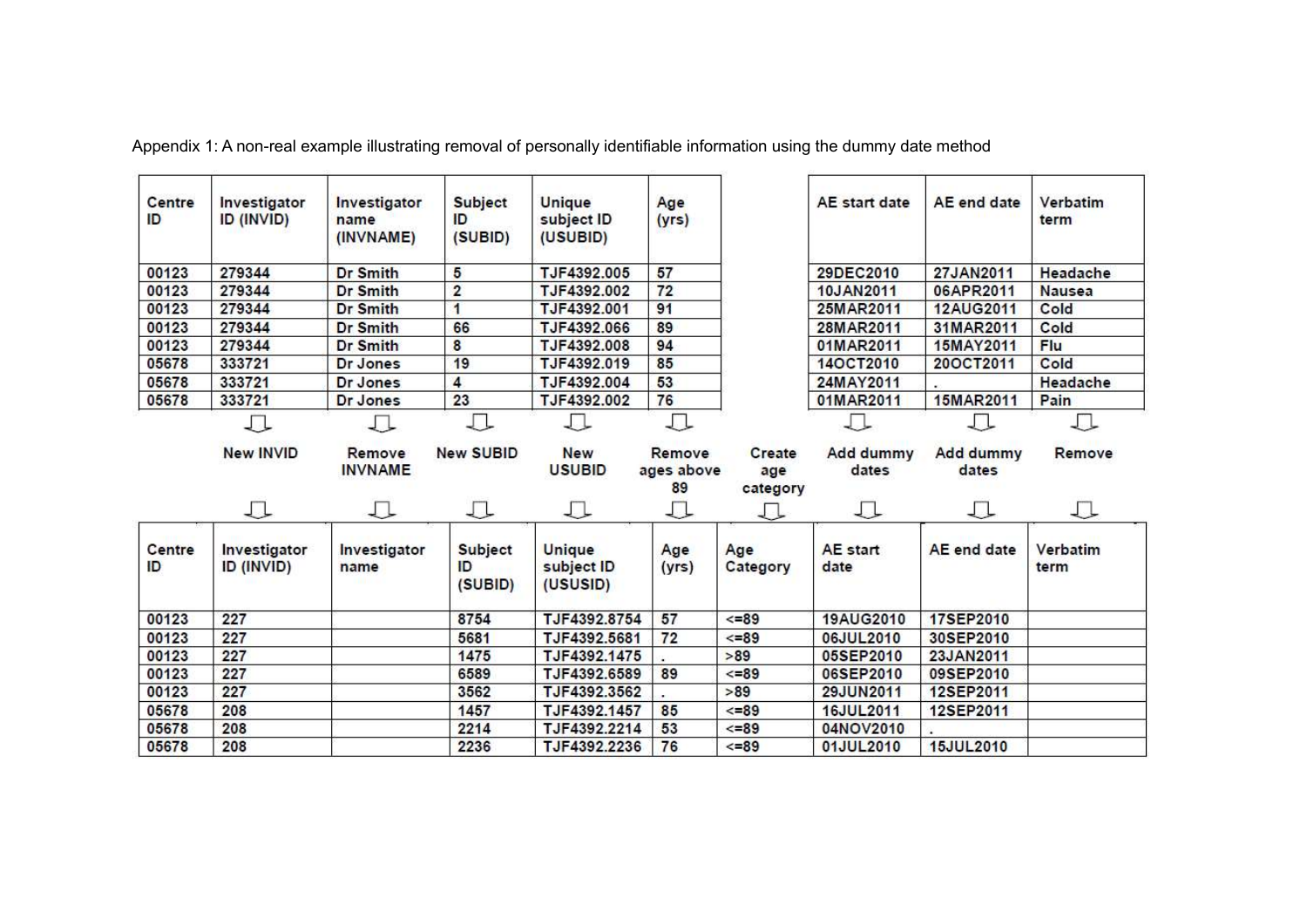Appendix 1: A non-real example illustrating removal of personally identifiable information using the dummy date method

| Centre ID | Investigator ID (INVID) | Investigator name (INVNAME) | Subject ID (SUBID) | Unique subject ID (USUBID) | Age (yrs) | AE start date | AE end date | Verbatim term |
|---|---|---|---|---|---|---|---|---|
| 00123 | 279344 | Dr Smith | 5 | TJF4392.005 | 57 | 29DEC2010 | 27JAN2011 | Headache |
| 00123 | 279344 | Dr Smith | 2 | TJF4392.002 | 72 | 10JAN2011 | 06APR2011 | Nausea |
| 00123 | 279344 | Dr Smith | 1 | TJF4392.001 | 91 | 25MAR2011 | 12AUG2011 | Cold |
| 00123 | 279344 | Dr Smith | 66 | TJF4392.066 | 89 | 28MAR2011 | 31MAR2011 | Cold |
| 00123 | 279344 | Dr Smith | 8 | TJF4392.008 | 94 | 01MAR2011 | 15MAY2011 | Flu |
| 05678 | 333721 | Dr Jones | 19 | TJF4392.019 | 85 | 14OCT2010 | 20OCT2011 | Cold |
| 05678 | 333721 | Dr Jones | 4 | TJF4392.004 | 53 | 24MAY2011 | . | Headache |
| 05678 | 333721 | Dr Jones | 23 | TJF4392.002 | 76 | 01MAR2011 | 15MAR2011 | Pain |

| Centre ID | Investigator ID (INVID) | Investigator name | Subject ID (SUBID) | Unique subject ID (USUSID) | Age (yrs) | Age Category | AE start date | AE end date | Verbatim term |
|---|---|---|---|---|---|---|---|---|---|
| | New INVID | Remove INVNAME | New SUBID | New USUBID | Remove ages above 89 | Create age category | Add dummy dates | Add dummy dates | Remove |
| 00123 | 227 | | 8754 | TJF4392.8754 | 57 | <=89 | 19AUG2010 | 17SEP2010 | |
| 00123 | 227 | | 5681 | TJF4392.5681 | 72 | <=89 | 06JUL2010 | 30SEP2010 | |
| 00123 | 227 | | 1475 | TJF4392.1475 | . | >89 | 05SEP2010 | 23JAN2011 | |
| 00123 | 227 | | 6589 | TJF4392.6589 | 89 | <=89 | 06SEP2010 | 09SEP2010 | |
| 00123 | 227 | | 3562 | TJF4392.3562 | . | >89 | 29JUN2011 | 12SEP2011 | |
| 05678 | 208 | | 1457 | TJF4392.1457 | 85 | <=89 | 16JUL2011 | 12SEP2011 | |
| 05678 | 208 | | 2214 | TJF4392.2214 | 53 | <=89 | 04NOV2010 | . | |
| 05678 | 208 | | 2236 | TJF4392.2236 | 76 | <=89 | 01JUL2010 | 15JUL2010 | |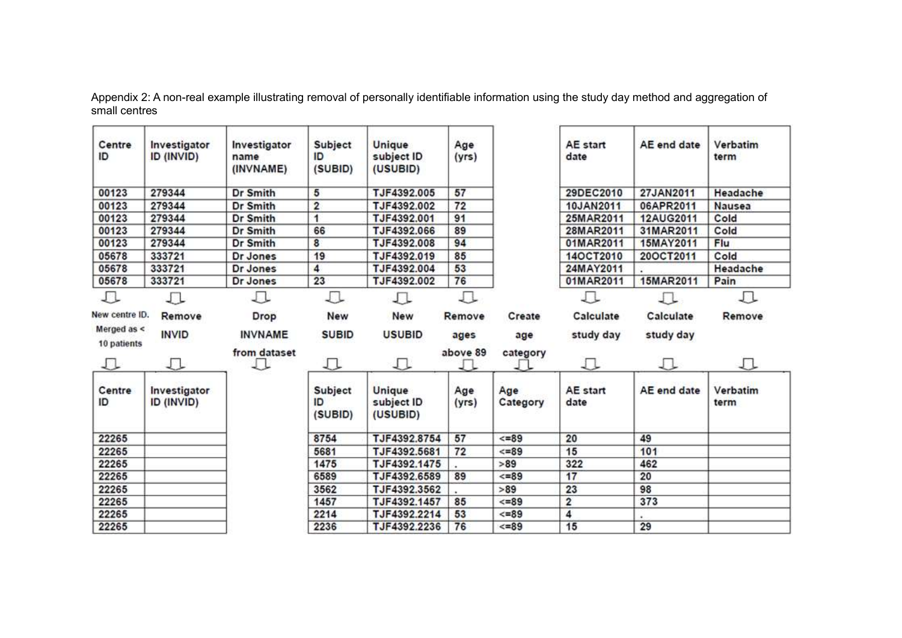Appendix 2: A non-real example illustrating removal of personally identifiable information using the study day method and aggregation of small centres

| Centre ID | Investigator ID (INVID) | Investigator name (INVNAME) | Subject ID (SUBID) | Unique subject ID (USUBID) | Age (yrs) | | AE start date | AE end date | Verbatim term |
|---|---|---|---|---|---|---|---|---|---|
| 00123 | 279344 | Dr Smith | 5 | TJF4392.005 | 57 | | 29DEC2010 | 27JAN2011 | Headache |
| 00123 | 279344 | Dr Smith | 2 | TJF4392.002 | 72 | | 10JAN2011 | 06APR2011 | Nausea |
| 00123 | 279344 | Dr Smith | 1 | TJF4392.001 | 91 | | 25MAR2011 | 12AUG2011 | Cold |
| 00123 | 279344 | Dr Smith | 66 | TJF4392.066 | 89 | | 28MAR2011 | 31MAR2011 | Cold |
| 00123 | 279344 | Dr Smith | 8 | TJF4392.008 | 94 | | 01MAR2011 | 15MAY2011 | Flu |
| 05678 | 333721 | Dr Jones | 19 | TJF4392.019 | 85 | | 14OCT2010 | 20OCT2011 | Cold |
| 05678 | 333721 | Dr Jones | 4 | TJF4392.004 | 53 | | 24MAY2011 | . | Headache |
| 05678 | 333721 | Dr Jones | 23 | TJF4392.002 | 76 | | 01MAR2011 | 15MAR2011 | Pain |
| ⇩ New centre ID. Merged as < 10 patients | ⇩ Remove INVID | ⇩ Drop INVNAME from dataset | ⇩ New SUBID | ⇩ New USUBID | ⇩ Remove ages above 89 | ⇩ Create age category | ⇩ Calculate study day | ⇩ Calculate study day | ⇩ Remove |

| Centre ID | Investigator ID (INVID) | | Subject ID (SUBID) | Unique subject ID (USUBID) | Age (yrs) | Age Category | AE start date | AE end date | Verbatim term |
|---|---|---|---|---|---|---|---|---|---|
| 22265 | | | 8754 | TJF4392.8754 | 57 | <=89 | 20 | 49 | |
| 22265 | | | 5681 | TJF4392.5681 | 72 | <=89 | 15 | 101 | |
| 22265 | | | 1475 | TJF4392.1475 | . | >89 | 322 | 462 | |
| 22265 | | | 6589 | TJF4392.6589 | 89 | <=89 | 17 | 20 | |
| 22265 | | | 3562 | TJF4392.3562 | . | >89 | 23 | 98 | |
| 22265 | | | 1457 | TJF4392.1457 | 85 | <=89 | 2 | 373 | |
| 22265 | | | 2214 | TJF4392.2214 | 53 | <=89 | 4 | . | |
| 22265 | | | 2236 | TJF4392.2236 | 76 | <=89 | 15 | 29 | |